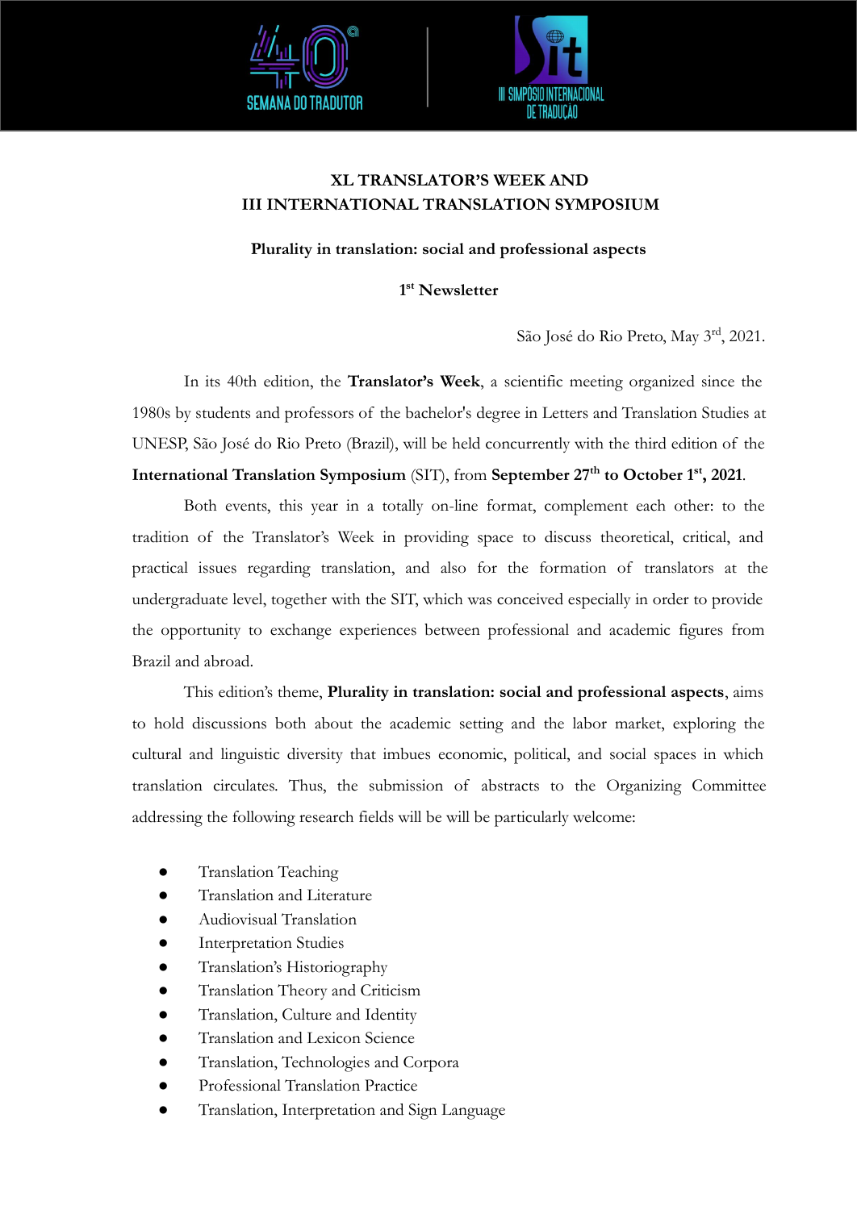# XL TRANSLATOR'S WEEK AND
# III INTERNATIONAL TRANSLATION SYMPOSIUM

**Plurality in translation: social and professional aspects**

**1st Newsletter**

São José do Rio Preto, May 3rd, 2021.

In its 40th edition, the **Translator's Week**, a scientific meeting organized since the 1980s by students and professors of the bachelor's degree in Letters and Translation Studies at UNESP, São José do Rio Preto (Brazil), will be held concurrently with the third edition of the **International Translation Symposium** (SIT), from **September 27th to October 1st, 2021**.

Both events, this year in a totally on-line format, complement each other: to the tradition of the Translator's Week in providing space to discuss theoretical, critical, and practical issues regarding translation, and also for the formation of translators at the undergraduate level, together with the SIT, which was conceived especially in order to provide the opportunity to exchange experiences between professional and academic figures from Brazil and abroad.

This edition's theme, **Plurality in translation: social and professional aspects**, aims to hold discussions both about the academic setting and the labor market, exploring the cultural and linguistic diversity that imbues economic, political, and social spaces in which translation circulates. Thus, the submission of abstracts to the Organizing Committee addressing the following research fields will be will be particularly welcome:

- Translation Teaching
- Translation and Literature
- Audiovisual Translation
- Interpretation Studies
- Translation's Historiography
- Translation Theory and Criticism
- Translation, Culture and Identity
- Translation and Lexicon Science
- Translation, Technologies and Corpora
- Professional Translation Practice
- Translation, Interpretation and Sign Language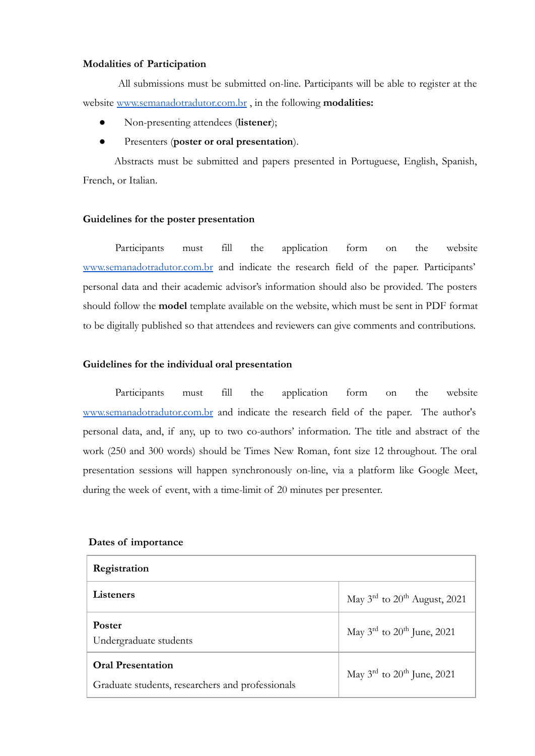### Modalities of Participation

All submissions must be submitted on-line. Participants will be able to register at the website www.semanadotradutor.com.br , in the following **modalities:**

- Non-presenting attendees (**listener**);
- Presenters (**poster or oral presentation**).

Abstracts must be submitted and papers presented in Portuguese, English, Spanish, French, or Italian.

### Guidelines for the poster presentation

Participants must fill the application form on the website www.semanadotradutor.com.br and indicate the research field of the paper. Participants' personal data and their academic advisor's information should also be provided. The posters should follow the **model** template available on the website, which must be sent in PDF format to be digitally published so that attendees and reviewers can give comments and contributions.

### Guidelines for the individual oral presentation

Participants must fill the application form on the website www.semanadotradutor.com.br and indicate the research field of the paper. The author's personal data, and, if any, up to two co-authors' information. The title and abstract of the work (250 and 300 words) should be Times New Roman, font size 12 throughout. The oral presentation sessions will happen synchronously on-line, via a platform like Google Meet, during the week of event, with a time-limit of 20 minutes per presenter.

### Dates of importance

| **Registration** | |
|---|---|
| **Listeners** | May 3rd to 20th August, 2021 |
| **Poster**<br>Undergraduate students | May 3rd to 20th June, 2021 |
| **Oral Presentation**<br>Graduate students, researchers and professionals | May 3rd to 20th June, 2021 |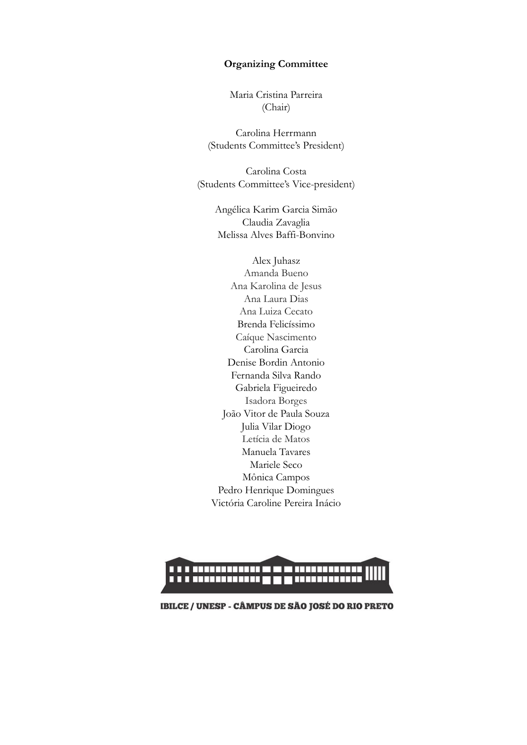**Organizing Committee**

Maria Cristina Parreira
(Chair)

Carolina Herrmann
(Students Committee's President)

Carolina Costa
(Students Committee's Vice-president)

Angélica Karim Garcia Simão
Claudia Zavaglia
Melissa Alves Baffi-Bonvino

Alex Juhasz
Amanda Bueno
Ana Karolina de Jesus
Ana Laura Dias
Ana Luiza Cecato
Brenda Felicíssimo
Caíque Nascimento
Carolina Garcia
Denise Bordin Antonio
Fernanda Silva Rando
Gabriela Figueiredo
Isadora Borges
João Vitor de Paula Souza
Julia Vilar Diogo
Letícia de Matos
Manuela Tavares
Mariele Seco
Mônica Campos
Pedro Henrique Domingues
Victória Caroline Pereira Inácio

IBILCE / UNESP - CÂMPUS DE SÃO JOSÉ DO RIO PRETO